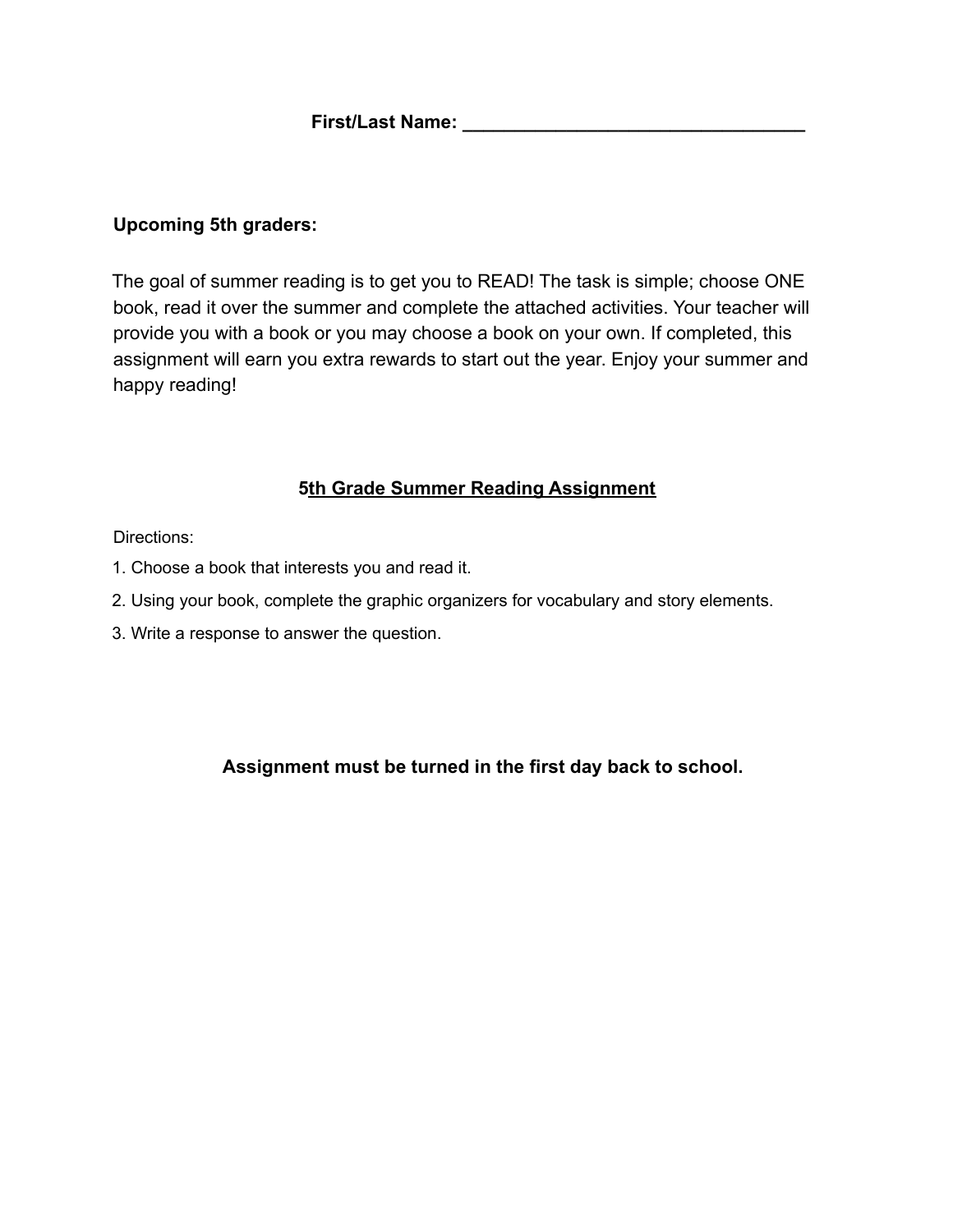**First/Last Name: ________________________________**

**Upcoming 5th graders:**

The goal of summer reading is to get you to READ! The task is simple; choose ONE book, read it over the summer and complete the attached activities. Your teacher will provide you with a book or you may choose a book on your own. If completed, this assignment will earn you extra rewards to start out the year. Enjoy your summer and happy reading!

## 5th Grade Summer Reading Assignment

Directions:

1. Choose a book that interests you and read it.
2. Using your book, complete the graphic organizers for vocabulary and story elements.
3. Write a response to answer the question.

**Assignment must be turned in the first day back to school.**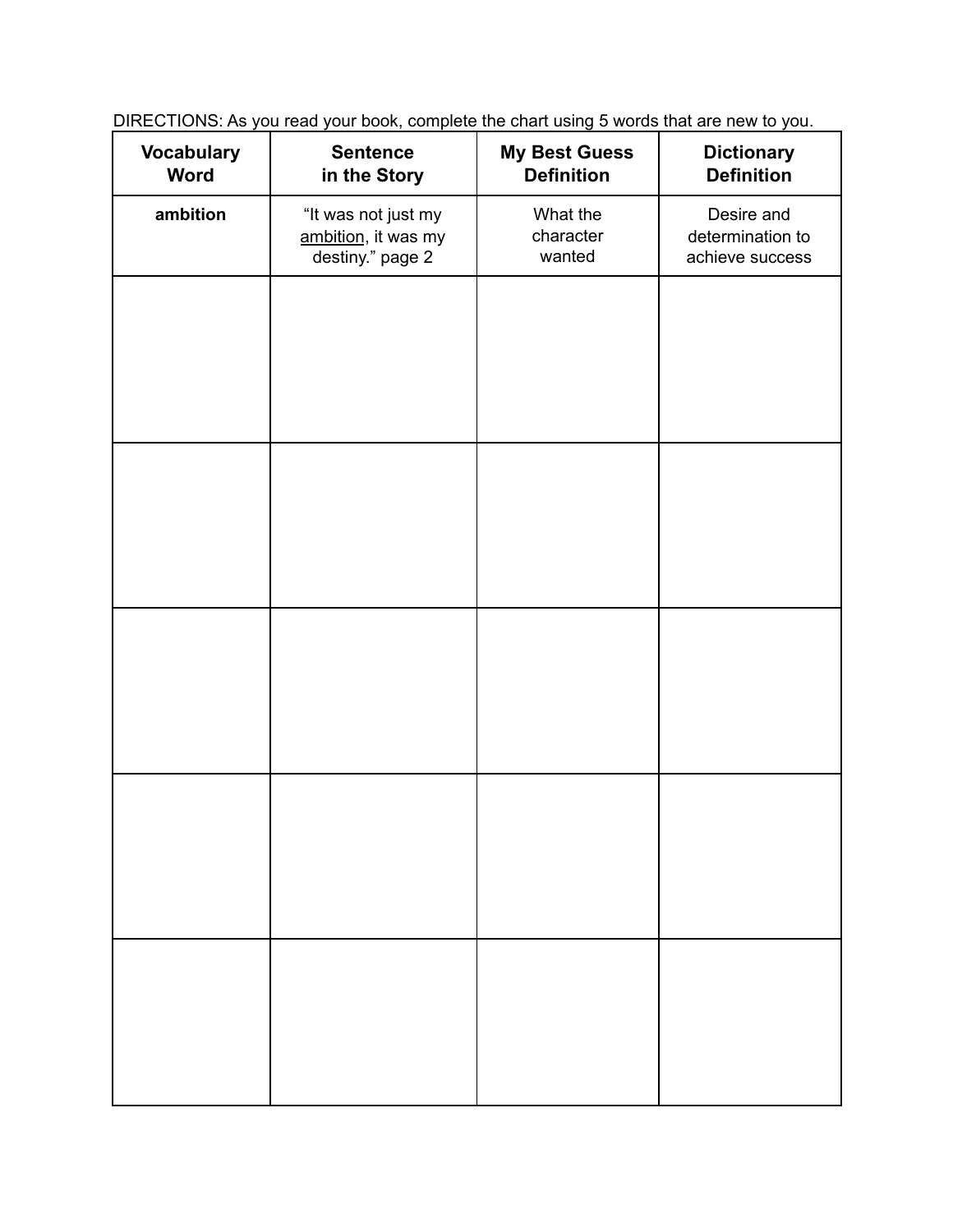DIRECTIONS: As you read your book, complete the chart using 5 words that are new to you.

| **Vocabulary Word** | **Sentence in the Story** | **My Best Guess Definition** | **Dictionary Definition** |
|---|---|---|---|
| **ambition** | "It was not just my ambition, it was my destiny." page 2 | What the character wanted | Desire and determination to achieve success |
| | | | |
| | | | |
| | | | |
| | | | |
| | | | |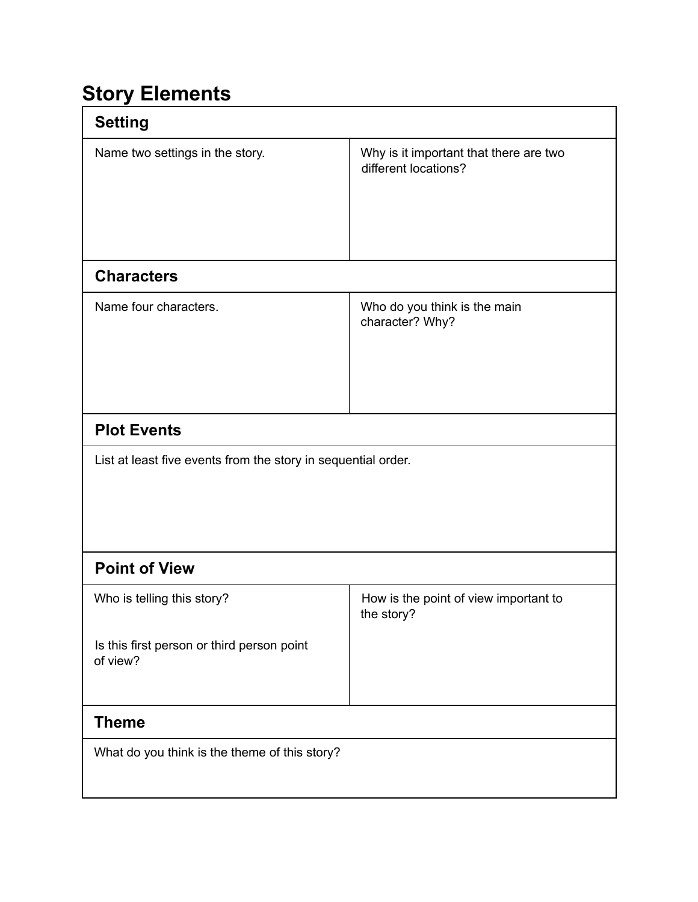# Story Elements

| Setting | |
|---|---|
| Name two settings in the story. | Why is it important that there are two different locations? |
| **Characters** | |
| Name four characters. | Who do you think is the main character? Why? |
| **Plot Events** | |
| List at least five events from the story in sequential order. | |
| **Point of View** | |
| Who is telling this story?<br><br>Is this first person or third person point of view? | How is the point of view important to the story? |
| **Theme** | |
| What do you think is the theme of this story? | |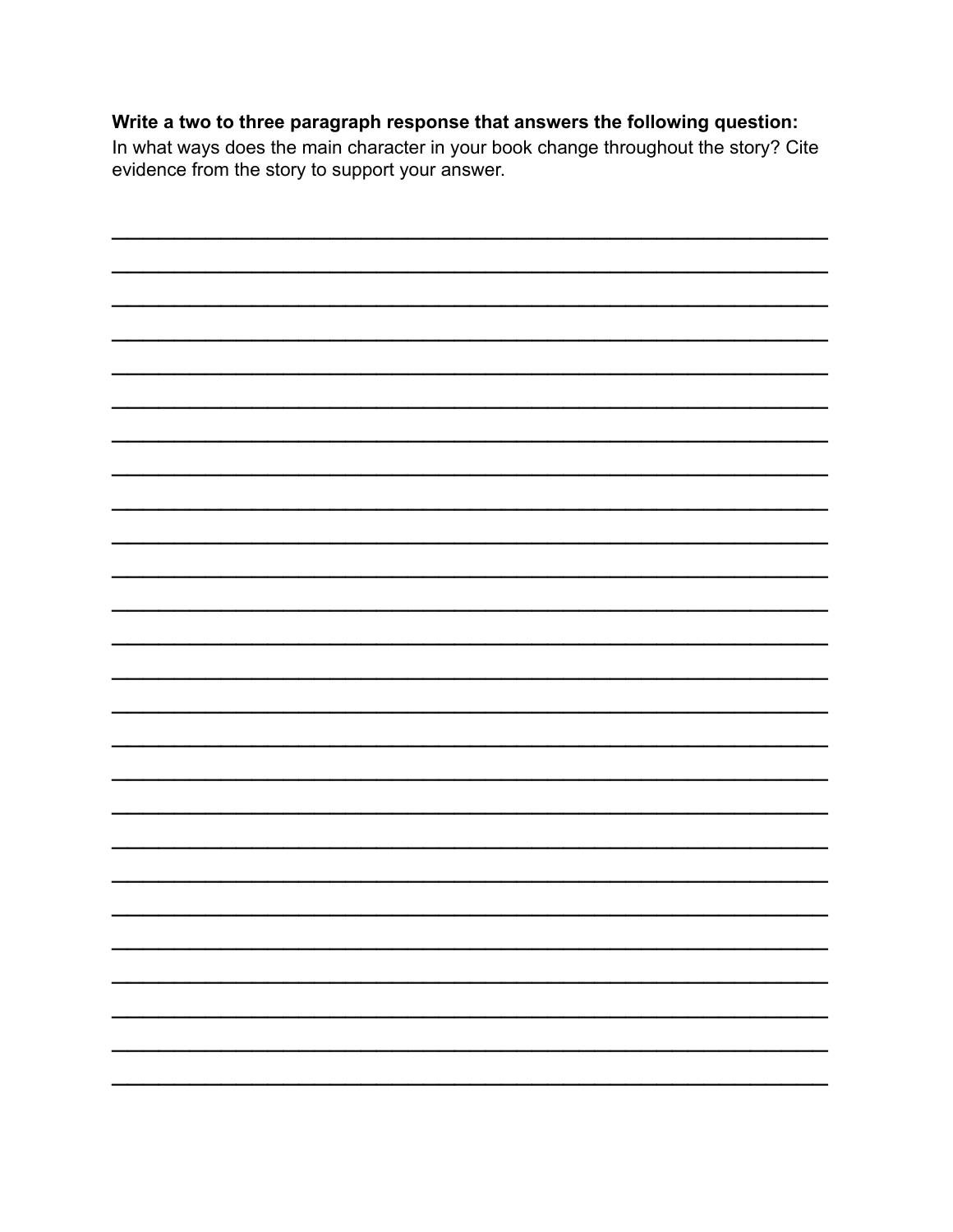**Write a two to three paragraph response that answers the following question:**
In what ways does the main character in your book change throughout the story? Cite evidence from the story to support your answer.